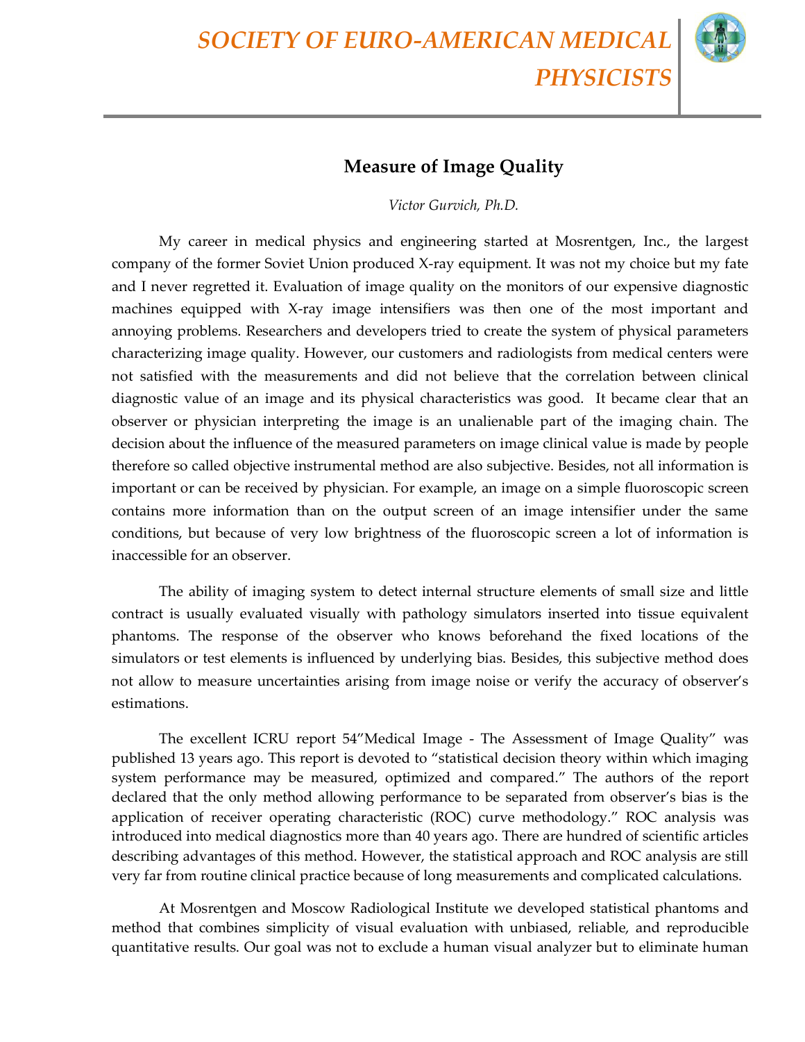# SOCIETY OF EURO-AMERICAN MEDICAL PHYSICISTS

## Measure of Image Quality

*Victor Gurvich, Ph.D.*

My career in medical physics and engineering started at Mosrentgen, Inc., the largest company of the former Soviet Union produced X-ray equipment. It was not my choice but my fate and I never regretted it. Evaluation of image quality on the monitors of our expensive diagnostic machines equipped with X-ray image intensifiers was then one of the most important and annoying problems. Researchers and developers tried to create the system of physical parameters characterizing image quality. However, our customers and radiologists from medical centers were not satisfied with the measurements and did not believe that the correlation between clinical diagnostic value of an image and its physical characteristics was good. It became clear that an observer or physician interpreting the image is an unalienable part of the imaging chain. The decision about the influence of the measured parameters on image clinical value is made by people therefore so called objective instrumental method are also subjective. Besides, not all information is important or can be received by physician. For example, an image on a simple fluoroscopic screen contains more information than on the output screen of an image intensifier under the same conditions, but because of very low brightness of the fluoroscopic screen a lot of information is inaccessible for an observer.

The ability of imaging system to detect internal structure elements of small size and little contract is usually evaluated visually with pathology simulators inserted into tissue equivalent phantoms. The response of the observer who knows beforehand the fixed locations of the simulators or test elements is influenced by underlying bias. Besides, this subjective method does not allow to measure uncertainties arising from image noise or verify the accuracy of observer's estimations.

The excellent ICRU report 54"Medical Image - The Assessment of Image Quality" was published 13 years ago. This report is devoted to "statistical decision theory within which imaging system performance may be measured, optimized and compared." The authors of the report declared that the only method allowing performance to be separated from observer's bias is the application of receiver operating characteristic (ROC) curve methodology." ROC analysis was introduced into medical diagnostics more than 40 years ago. There are hundred of scientific articles describing advantages of this method. However, the statistical approach and ROC analysis are still very far from routine clinical practice because of long measurements and complicated calculations.

At Mosrentgen and Moscow Radiological Institute we developed statistical phantoms and method that combines simplicity of visual evaluation with unbiased, reliable, and reproducible quantitative results. Our goal was not to exclude a human visual analyzer but to eliminate human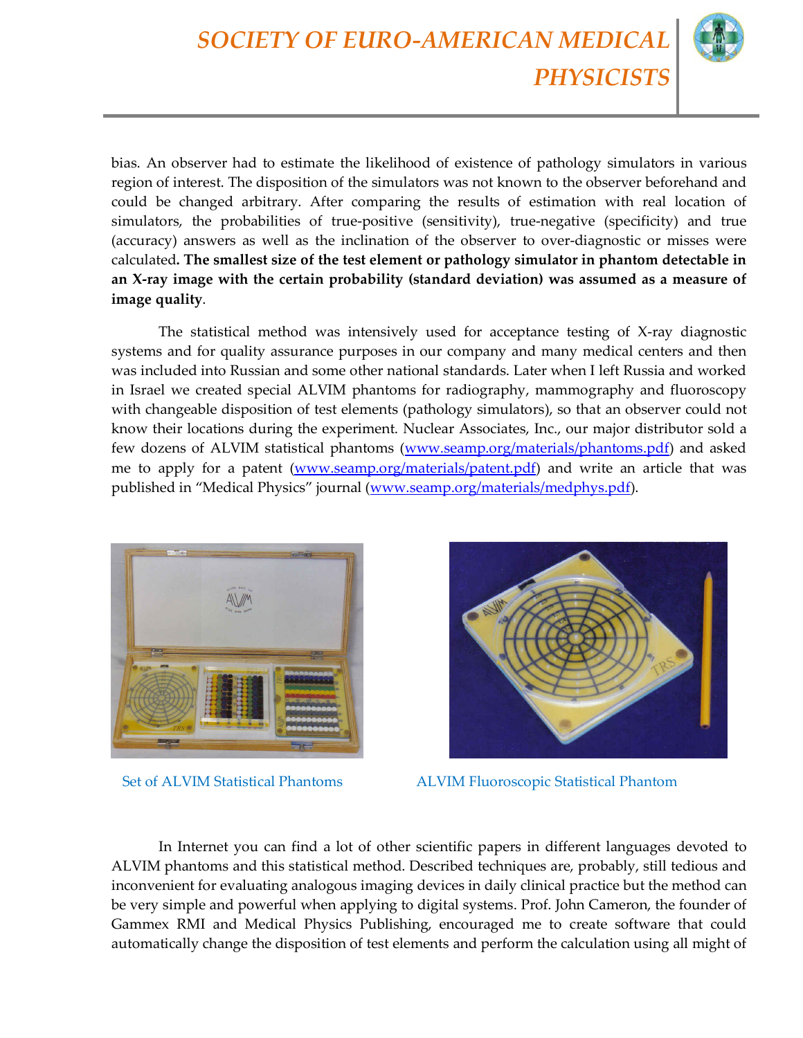bias. An observer had to estimate the likelihood of existence of pathology simulators in various region of interest. The disposition of the simulators was not known to the observer beforehand and could be changed arbitrary. After comparing the results of estimation with real location of simulators, the probabilities of true-positive (sensitivity), true-negative (specificity) and true (accuracy) answers as well as the inclination of the observer to over-diagnostic or misses were calculated**. The smallest size of the test element or pathology simulator in phantom detectable in an X-ray image with the certain probability (standard deviation) was assumed as a measure of image quality**.

The statistical method was intensively used for acceptance testing of X-ray diagnostic systems and for quality assurance purposes in our company and many medical centers and then was included into Russian and some other national standards. Later when I left Russia and worked in Israel we created special ALVIM phantoms for radiography, mammography and fluoroscopy with changeable disposition of test elements (pathology simulators), so that an observer could not know their locations during the experiment. Nuclear Associates, Inc., our major distributor sold a few dozens of ALVIM statistical phantoms (www.seamp.org/materials/phantoms.pdf) and asked me to apply for a patent (www.seamp.org/materials/patent.pdf) and write an article that was published in "Medical Physics" journal (www.seamp.org/materials/medphys.pdf).

Set of ALVIM Statistical Phantoms

ALVIM Fluoroscopic Statistical Phantom

In Internet you can find a lot of other scientific papers in different languages devoted to ALVIM phantoms and this statistical method. Described techniques are, probably, still tedious and inconvenient for evaluating analogous imaging devices in daily clinical practice but the method can be very simple and powerful when applying to digital systems. Prof. John Cameron, the founder of Gammex RMI and Medical Physics Publishing, encouraged me to create software that could automatically change the disposition of test elements and perform the calculation using all might of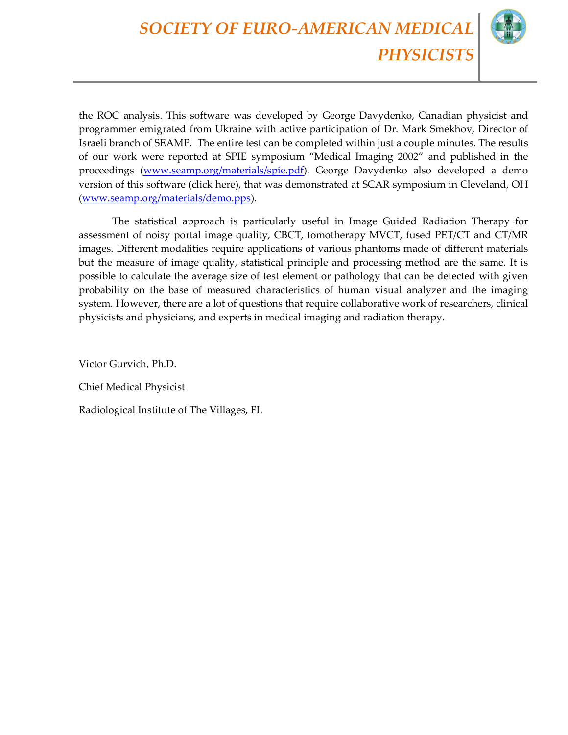the ROC analysis. This software was developed by George Davydenko, Canadian physicist and programmer emigrated from Ukraine with active participation of Dr. Mark Smekhov, Director of Israeli branch of SEAMP. The entire test can be completed within just a couple minutes. The results of our work were reported at SPIE symposium "Medical Imaging 2002" and published in the proceedings (www.seamp.org/materials/spie.pdf). George Davydenko also developed a demo version of this software (click here), that was demonstrated at SCAR symposium in Cleveland, OH (www.seamp.org/materials/demo.pps).

The statistical approach is particularly useful in Image Guided Radiation Therapy for assessment of noisy portal image quality, CBCT, tomotherapy MVCT, fused PET/CT and CT/MR images. Different modalities require applications of various phantoms made of different materials but the measure of image quality, statistical principle and processing method are the same. It is possible to calculate the average size of test element or pathology that can be detected with given probability on the base of measured characteristics of human visual analyzer and the imaging system. However, there are a lot of questions that require collaborative work of researchers, clinical physicists and physicians, and experts in medical imaging and radiation therapy.

Victor Gurvich, Ph.D.

Chief Medical Physicist

Radiological Institute of The Villages, FL